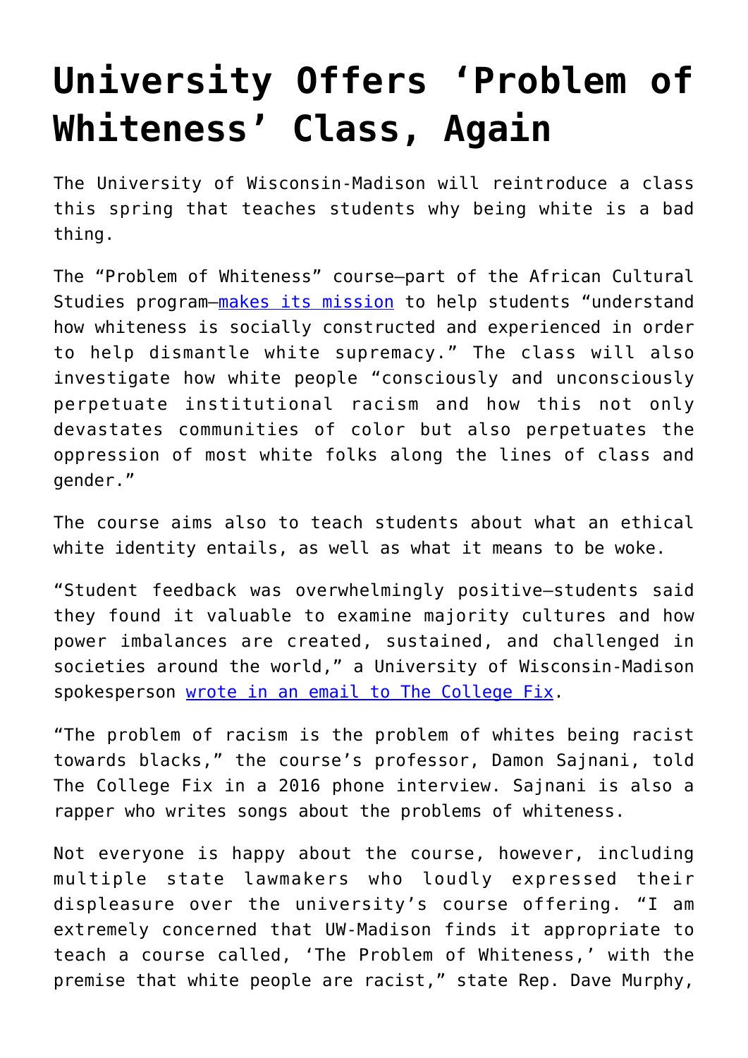# University Offers 'Problem of Whiteness' Class, Again

The University of Wisconsin-Madison will reintroduce a class this spring that teaches students why being white is a bad thing.

The "Problem of Whiteness" course—part of the African Cultural Studies program—[makes its mission]() to help students "understand how whiteness is socially constructed and experienced in order to help dismantle white supremacy." The class will also investigate how white people "consciously and unconsciously perpetuate institutional racism and how this not only devastates communities of color but also perpetuates the oppression of most white folks along the lines of class and gender."

The course aims also to teach students about what an ethical white identity entails, as well as what it means to be woke.

"Student feedback was overwhelmingly positive—students said they found it valuable to examine majority cultures and how power imbalances are created, sustained, and challenged in societies around the world," a University of Wisconsin-Madison spokesperson [wrote in an email to The College Fix]().

"The problem of racism is the problem of whites being racist towards blacks," the course's professor, Damon Sajnani, told The College Fix in a 2016 phone interview. Sajnani is also a rapper who writes songs about the problems of whiteness.

Not everyone is happy about the course, however, including multiple state lawmakers who loudly expressed their displeasure over the university's course offering. "I am extremely concerned that UW-Madison finds it appropriate to teach a course called, 'The Problem of Whiteness,' with the premise that white people are racist," state Rep. Dave Murphy,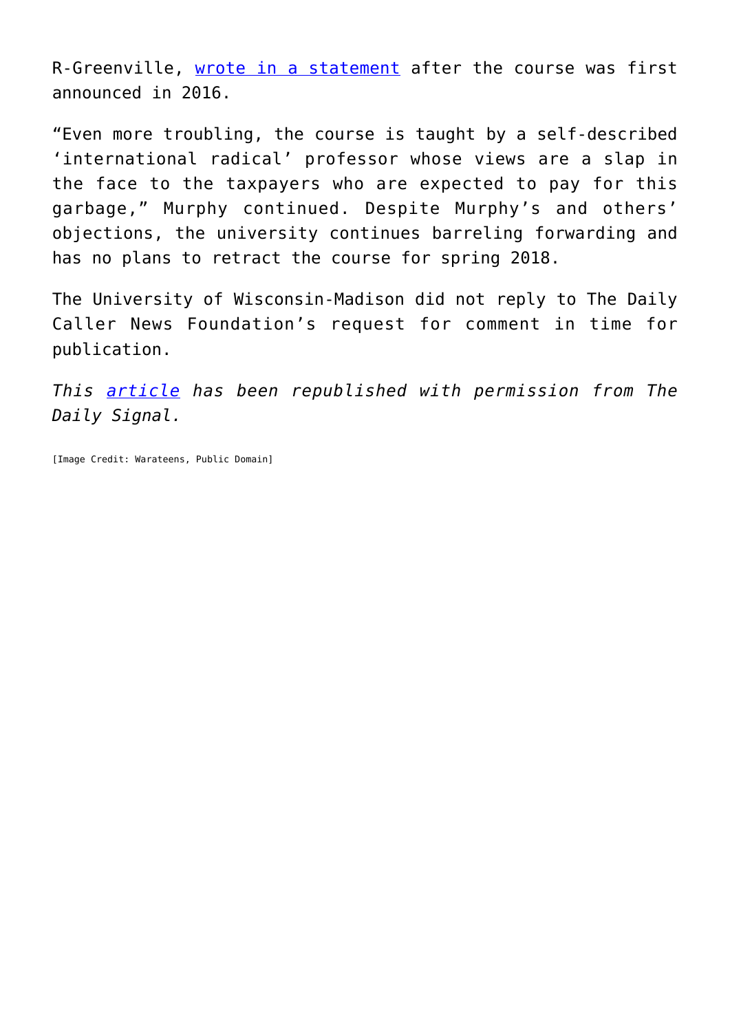R-Greenville, [wrote in a statement](#) after the course was first announced in 2016.

"Even more troubling, the course is taught by a self-described 'international radical' professor whose views are a slap in the face to the taxpayers who are expected to pay for this garbage," Murphy continued. Despite Murphy's and others' objections, the university continues barreling forwarding and has no plans to retract the course for spring 2018.

The University of Wisconsin-Madison did not reply to The Daily Caller News Foundation's request for comment in time for publication.

*This [article](#) has been republished with permission from The Daily Signal.*

[Image Credit: Warateens, Public Domain]